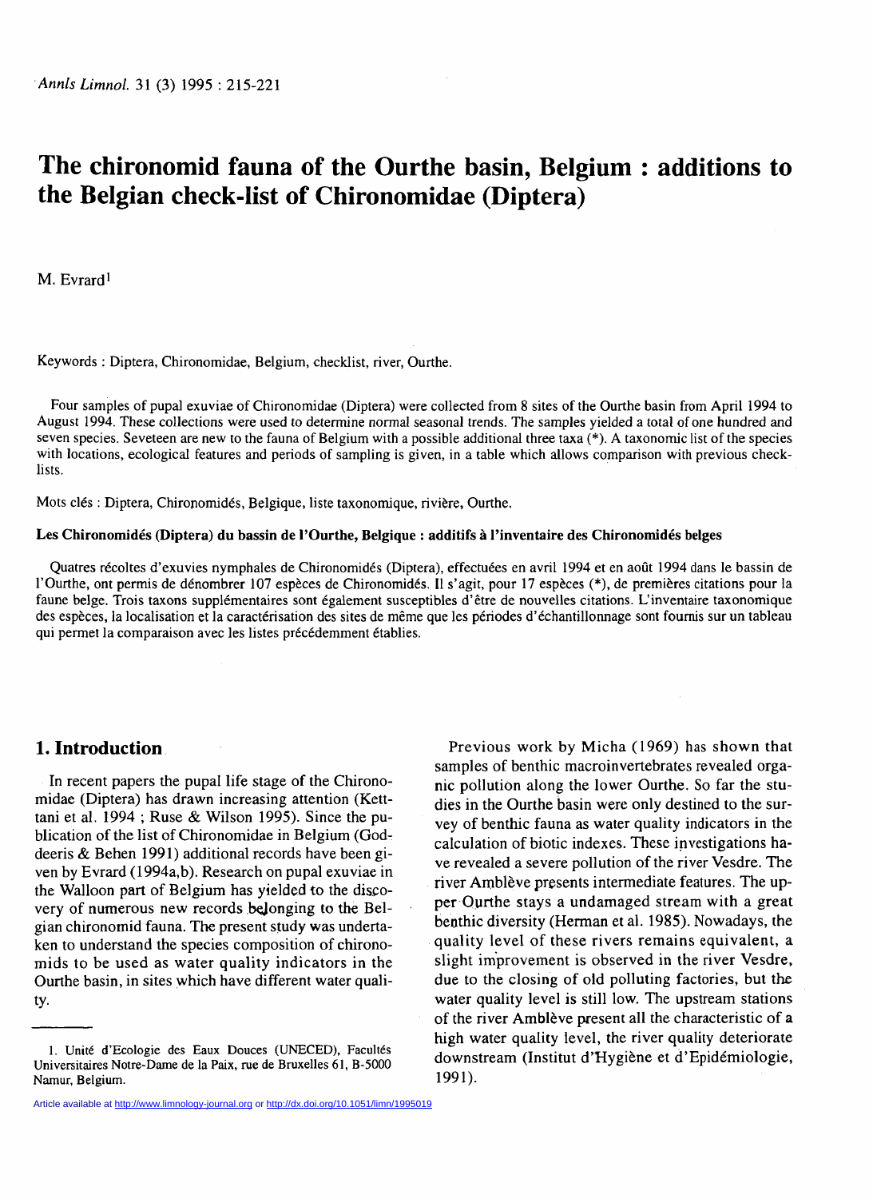# The chironomid fauna of the Ourthe basin, Belgium : additions to the Belgian check-list of Chironomidae (Diptera)

M. Evrard[1]

Keywords : Diptera, Chironomidae, Belgium, checklist, river, Ourthe.

Four samples of pupal exuviae of Chironomidae (Diptera) were collected from 8 sites of the Ourthe basin from April 1994 to August 1994. These collections were used to determine normal seasonal trends. The samples yielded a total of one hundred and seven species. Seveteen are new to the fauna of Belgium with a possible additional three taxa (*). A taxonomic list of the species with locations, ecological features and periods of sampling is given, in a table which allows comparison with previous check-lists.

Mots clés : Diptera, Chironomidés, Belgique, liste taxonomique, rivière, Ourthe.

**Les Chironomidés (Diptera) du bassin de l'Ourthe, Belgique : additifs à l'inventaire des Chironomidés belges**

Quatres récoltes d'exuvies nymphales de Chironomidés (Diptera), effectuées en avril 1994 et en août 1994 dans le bassin de l'Ourthe, ont permis de dénombrer 107 espèces de Chironomidés. Il s'agit, pour 17 espèces (*), de premières citations pour la faune belge. Trois taxons supplémentaires sont également susceptibles d'être de nouvelles citations. L'inventaire taxonomique des espèces, la localisation et la caractérisation des sites de même que les périodes d'échantillonnage sont fournis sur un tableau qui permet la comparaison avec les listes précédemment établies.

## 1. Introduction

In recent papers the pupal life stage of the Chironomidae (Diptera) has drawn increasing attention (Kettani et al. 1994 ; Ruse & Wilson 1995). Since the publication of the list of Chironomidae in Belgium (Goddeeris & Behen 1991) additional records have been given by Evrard (1994a,b). Research on pupal exuviae in the Walloon part of Belgium has yielded to the discovery of numerous new records belonging to the Belgian chironomid fauna. The present study was undertaken to understand the species composition of chironomids to be used as water quality indicators in the Ourthe basin, in sites which have different water quality.

Previous work by Micha (1969) has shown that samples of benthic macroinvertebrates revealed organic pollution along the lower Ourthe. So far the studies in the Ourthe basin were only destined to the survey of benthic fauna as water quality indicators in the calculation of biotic indexes. These investigations have revealed a severe pollution of the river Vesdre. The river Amblève presents intermediate features. The upper Ourthe stays a undamaged stream with a great benthic diversity (Herman et al. 1985). Nowadays, the quality level of these rivers remains equivalent, a slight improvement is observed in the river Vesdre, due to the closing of old polluting factories, but the water quality level is still low. The upstream stations of the river Amblève present all the characteristic of a high water quality level, the river quality deteriorate downstream (Institut d'Hygiène et d'Epidémiologie, 1991).

1. Unité d'Ecologie des Eaux Douces (UNECED), Facultés Universitaires Notre-Dame de la Paix, rue de Bruxelles 61, B-5000 Namur, Belgium.

Article available at http://www.limnology-journal.org or http://dx.doi.org/10.1051/limn/1995019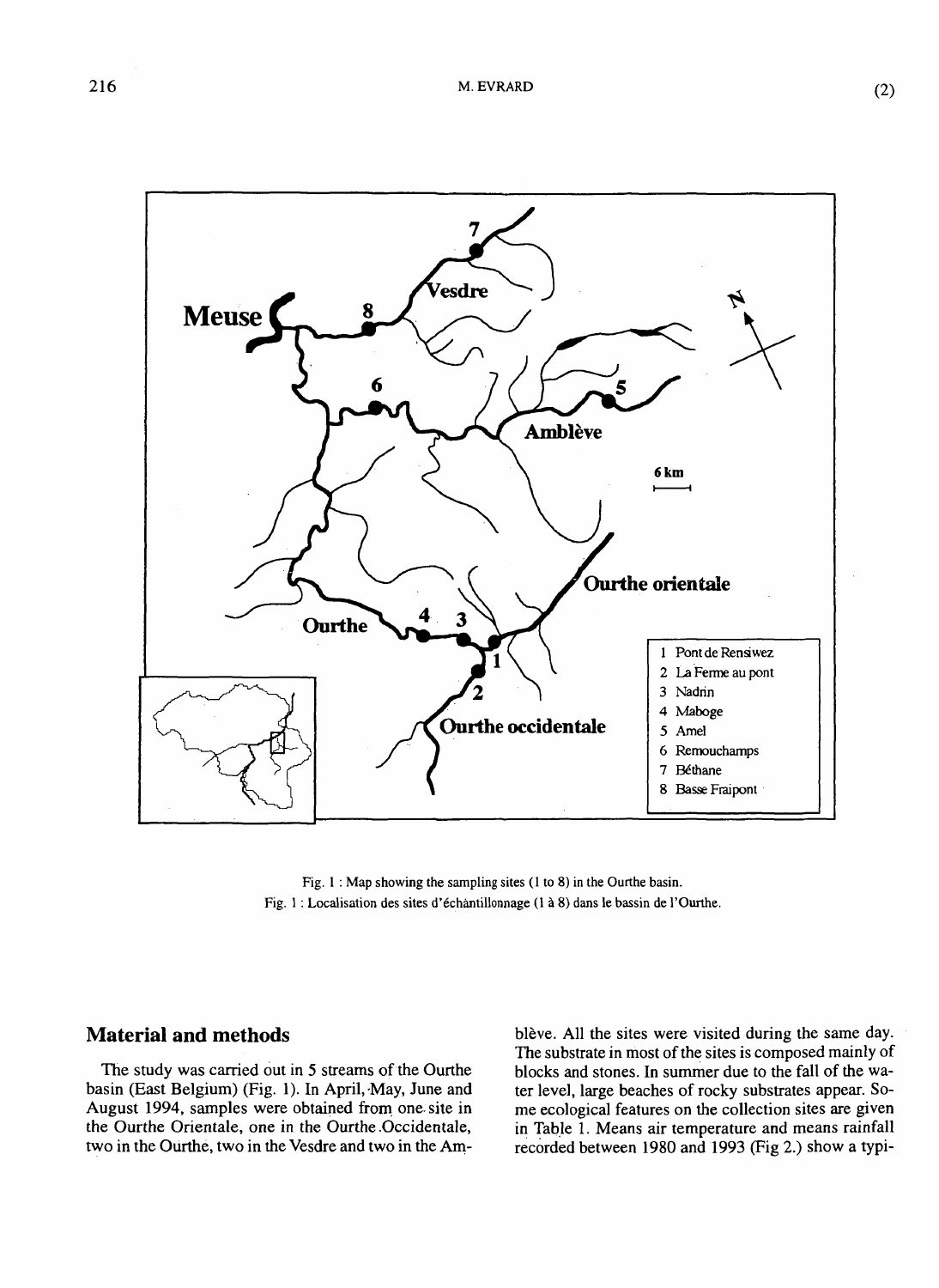Fig. 1 : Map showing the sampling sites (1 to 8) in the Ourthe basin.

Fig. 1 : Localisation des sites d'échantillonnage (1 à 8) dans le bassin de l'Ourthe.

## Material and methods

The study was carried out in 5 streams of the Ourthe basin (East Belgium) (Fig. 1). In April, May, June and August 1994, samples were obtained from one site in the Ourthe Orientale, one in the Ourthe Occidentale, two in the Ourthe, two in the Vesdre and two in the Amblève. All the sites were visited during the same day. The substrate in most of the sites is composed mainly of blocks and stones. In summer due to the fall of the water level, large beaches of rocky substrates appear. Some ecological features on the collection sites are given in Table 1. Means air temperature and means rainfall recorded between 1980 and 1993 (Fig 2.) show a typi-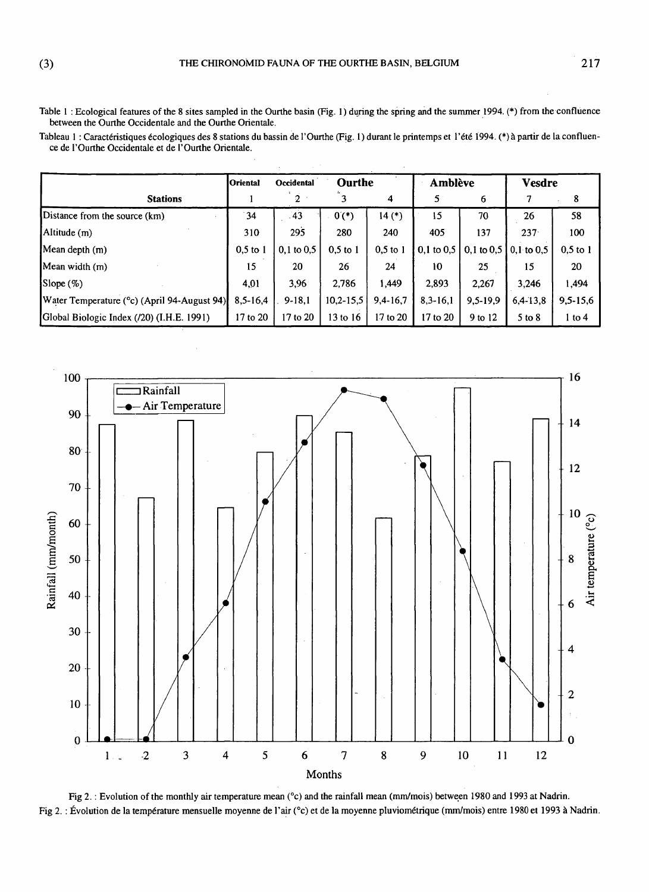Table 1 : Ecological features of the 8 sites sampled in the Ourthe basin (Fig. 1) during the spring and the summer 1994. (*) from the confluence between the Ourthe Occidentale and the Ourthe Orientale.

Tableau 1 : Caractéristiques écologiques des 8 stations du bassin de l'Ourthe (Fig. 1) durant le printemps et l'été 1994. (*) à partir de la confluence de l'Ourthe Occidentale et de l'Ourthe Orientale.

| | Oriental | Occidental | Ourthe | | Amblève | | Vesdre | |
|---|---|---|---|---|---|---|---|---|
| Stations | 1 | 2 | 3 | 4 | 5 | 6 | 7 | 8 |
| Distance from the source (km) | 34 | 43 | 0 (*) | 14 (*) | 15 | 70 | 26 | 58 |
| Altitude (m) | 310 | 295 | 280 | 240 | 405 | 137 | 237 | 100 |
| Mean depth (m) | 0,5 to 1 | 0,1 to 0,5 | 0,5 to 1 | 0,5 to 1 | 0,1 to 0,5 | 0,1 to 0,5 | 0,1 to 0,5 | 0,5 to 1 |
| Mean width (m) | 15 | 20 | 26 | 24 | 10 | 25 | 15 | 20 |
| Slope (%) | 4,01 | 3,96 | 2,786 | 1,449 | 2,893 | 2,267 | 3,246 | 1,494 |
| Water Temperature (°c) (April 94-August 94) | 8,5-16,4 | 9-18,1 | 10,2-15,5 | 9,4-16,7 | 8,3-16,1 | 9,5-19,9 | 6,4-13,8 | 9,5-15,6 |
| Global Biologic Index (/20) (I.H.E. 1991) | 17 to 20 | 17 to 20 | 13 to 16 | 17 to 20 | 17 to 20 | 9 to 12 | 5 to 8 | 1 to 4 |

Fig 2. : Evolution of the monthly air temperature mean (°c) and the rainfall mean (mm/mois) between 1980 and 1993 at Nadrin.

Fig 2. : Évolution de la température mensuelle moyenne de l'air (°c) et de la moyenne pluviométrique (mm/mois) entre 1980 et 1993 à Nadrin.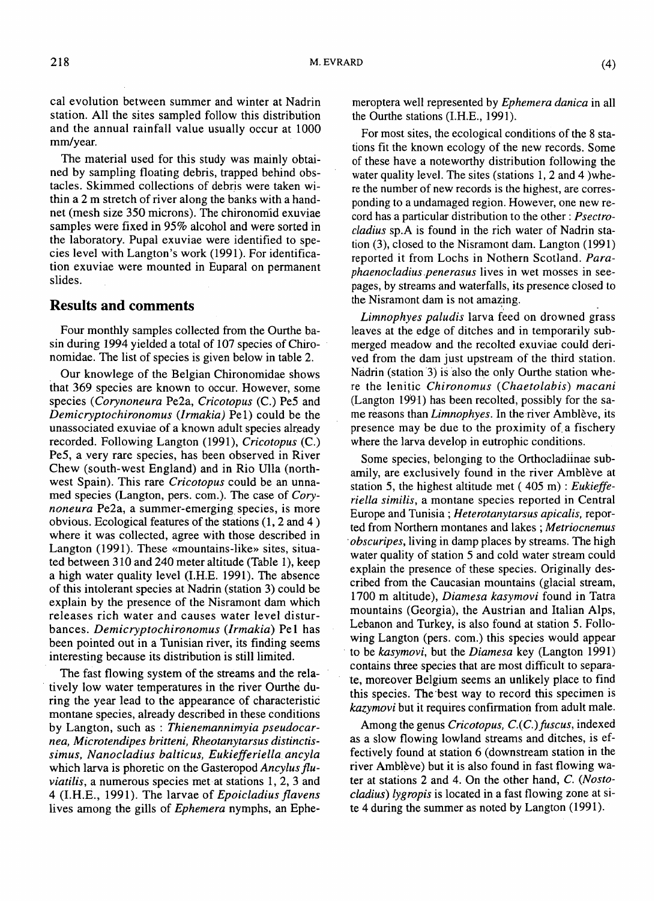cal evolution between summer and winter at Nadrin station. All the sites sampled follow this distribution and the annual rainfall value usually occur at 1000 mm/year.

The material used for this study was mainly obtained by sampling floating debris, trapped behind obstacles. Skimmed collections of debris were taken within a 2 m stretch of river along the banks with a handnet (mesh size 350 microns). The chironomid exuviae samples were fixed in 95% alcohol and were sorted in the laboratory. Pupal exuviae were identified to species level with Langton's work (1991). For identification exuviae were mounted in Euparal on permanent slides.

## Results and comments

Four monthly samples collected from the Ourthe basin during 1994 yielded a total of 107 species of Chironomidae. The list of species is given below in table 2.

Our knowlege of the Belgian Chironomidae shows that 369 species are known to occur. However, some species (*Corynoneura* Pe2a, *Cricotopus* (C.) Pe5 and *Demicryptochironomus (Irmakia)* Pe1) could be the unassociated exuviae of a known adult species already recorded. Following Langton (1991), *Cricotopus* (C.) Pe5, a very rare species, has been observed in River Chew (south-west England) and in Rio Ulla (northwest Spain). This rare *Cricotopus* could be an unnamed species (Langton, pers. com.). The case of *Corynoneura* Pe2a, a summer-emerging species, is more obvious. Ecological features of the stations (1, 2 and 4 ) where it was collected, agree with those described in Langton (1991). These «mountains-like» sites, situated between 310 and 240 meter altitude (Table 1), keep a high water quality level (I.H.E. 1991). The absence of this intolerant species at Nadrin (station 3) could be explain by the presence of the Nisramont dam which releases rich water and causes water level disturbances. *Demicryptochironomus (Irmakia)* Pe1 has been pointed out in a Tunisian river, its finding seems interesting because its distribution is still limited.

The fast flowing system of the streams and the relatively low water temperatures in the river Ourthe during the year lead to the appearance of characteristic montane species, already described in these conditions by Langton, such as : *Thienemannimyia pseudocarnea, Microtendipes britteni, Rheotanytarsus distinctissimus, Nanocladius balticus, Eukiefferiella ancyla* which larva is phoretic on the Gasteropod *Ancylus fluviatilis*, a numerous species met at stations 1, 2, 3 and 4 (I.H.E., 1991). The larvae of *Epoicladius flavens* lives among the gills of *Ephemera* nymphs, an Ephemeroptera well represented by *Ephemera danica* in all the Ourthe stations (I.H.E., 1991).

For most sites, the ecological conditions of the 8 stations fit the known ecology of the new records. Some of these have a noteworthy distribution following the water quality level. The sites (stations 1, 2 and 4 )where the number of new records is the highest, are corresponding to a undamaged region. However, one new record has a particular distribution to the other : *Psectrocladius* sp.A is found in the rich water of Nadrin station (3), closed to the Nisramont dam. Langton (1991) reported it from Lochs in Nothern Scotland. *Paraphaenocladius penerasus* lives in wet mosses in seepages, by streams and waterfalls, its presence closed to the Nisramont dam is not amazing.

*Limnophyes paludis* larva feed on drowned grass leaves at the edge of ditches and in temporarily submerged meadow and the recolted exuviae could derived from the dam just upstream of the third station. Nadrin (station 3) is also the only Ourthe station where the lenitic *Chironomus (Chaetolabis) macani* (Langton 1991) has been recolted, possibly for the same reasons than *Limnophyes*. In the river Amblève, its presence may be due to the proximity of a fischery where the larva develop in eutrophic conditions.

Some species, belonging to the Orthocladiinae subamily, are exclusively found in the river Amblève at station 5, the highest altitude met ( 405 m) : *Eukiefferiella similis*, a montane species reported in Central Europe and Tunisia ; *Heterotanytarsus apicalis*, reported from Northern montanes and lakes ; *Metriocnemus obscuripes*, living in damp places by streams. The high water quality of station 5 and cold water stream could explain the presence of these species. Originally described from the Caucasian mountains (glacial stream, 1700 m altitude), *Diamesa kasymovi* found in Tatra mountains (Georgia), the Austrian and Italian Alps, Lebanon and Turkey, is also found at station 5. Following Langton (pers. com.) this species would appear to be *kasymovi*, but the *Diamesa* key (Langton 1991) contains three species that are most difficult to separate, moreover Belgium seems an unlikely place to find this species. The best way to record this specimen is *kazymovi* but it requires confirmation from adult male.

Among the genus *Cricotopus*, *C.(C.) fuscus*, indexed as a slow flowing lowland streams and ditches, is effectively found at station 6 (downstream station in the river Amblève) but it is also found in fast flowing water at stations 2 and 4. On the other hand, *C. (Nostocladius) lygropis* is located in a fast flowing zone at site 4 during the summer as noted by Langton (1991).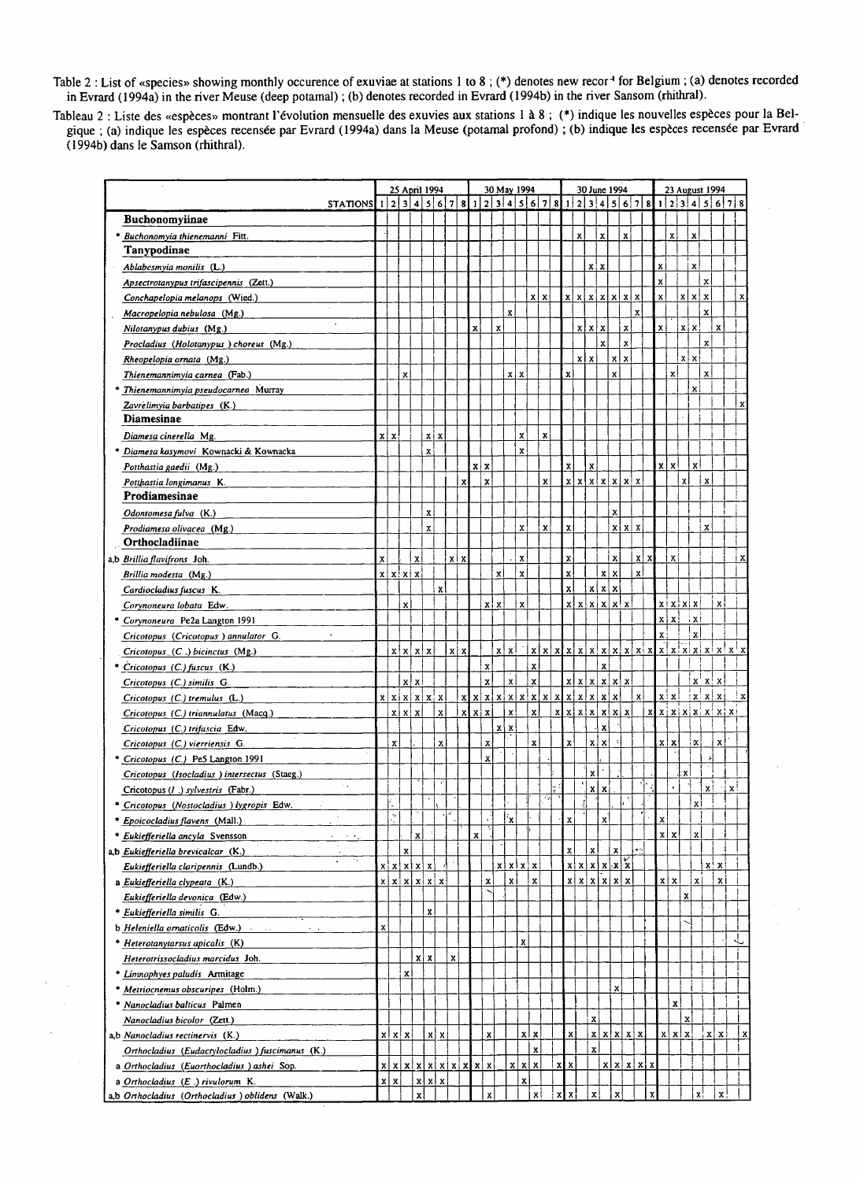Table 2 : List of «species» showing monthly occurence of exuviae at stations 1 to 8 ; (*) denotes new record for Belgium ; (a) denotes recorded in Evrard (1994a) in the river Meuse (deep potamal) ; (b) denotes recorded in Evrard (1994b) in the river Sansom (rhithral).

Tableau 2 : Liste des «espèces» montrant l'évolution mensuelle des exuvies aux stations 1 à 8 ; (*) indique les nouvelles espèces pour la Belgique ; (a) indique les espèces recensée par Evrard (1994a) dans la Meuse (potamal profond) ; (b) indique les espèces recensée par Evrard (1994b) dans le Samson (rhithral).

| | 25 April 1994 | | | | | | | | 30 May 1994 | | | | | | | | 30 June 1994 | | | | | | | | 23 August 1994 | | | | | | | |
|---|---|---|---|---|---|---|---|---|---|---|---|---|---|---|---|---|---|---|---|---|---|---|---|---|---|---|---|---|---|---|---|---|
| STATIONS | 1 | 2 | 3 | 4 | 5 | 6 | 7 | 8 | 1 | 2 | 3 | 4 | 5 | 6 | 7 | 8 | 1 | 2 | 3 | 4 | 5 | 6 | 7 | 8 | 1 | 2 | 3 | 4 | 5 | 6 | 7 | 8 |
| **Buchonomyiinae** | | | | | | | | | | | | | | | | | | | | | | | | | | | | | | | | |
| * *Buchonomyia thienemanni* Fitt. | | | | | | | | | | | | | | | | | | x | | x | | x | | | | x | | x | | | | |
| **Tanypodinae** | | | | | | | | | | | | | | | | | | | | | | | | | | | | | | | | |
| *Ablabesmyia monilis* (L.) | | | | | | | | | | | | | | | | | | | x | x | | | | | x | | | x | | | | |
| *Apsectrotanypus trifascipennis* (Zett.) | | | | | | | | | | | | | | | | | | | | | | | | | x | | | | x | | | |
| *Conchapelopia melanops* (Wied.) | | | | | | | | | | | | | | x | x | | x | x | x | x | x | x | x | | x | | x | x | x | | | x |
| *Macropelopia nebulosa* (Mg.) | | | | | | | | | | | | x | | | | | | | | | | | x | | | | | | x | | | |
| *Nilotanypus dubius* (Mg.) | | | | | | | | | x | | x | | | | | | | x | x | x | | x | | | x | | x | x | | x | | |
| *Procladius (Holotanypus) choreus* (Mg.) | | | | | | | | | | | | | | | | | | | | x | | x | | | | | | | x | | | |
| *Rheopelopia ornata* (Mg.) | | | | | | | | | | | | | | | | | | x | x | | x | x | | | | | x | x | | | | |
| *Thienemannimyia carnea* (Fab.) | | | x | | | | | | | | | x | x | | | | x | | | | x | | | | | x | | | x | | | |
| * *Thienemannimyia pseudocarnea* Murray | | | | | | | | | | | | | | | | | | | | | | | | | | | | x | | | | |
| *Zavrelimyia barbatipes* (K.) | | | | | | | | | | | | | | | | | | | | | | | | | | | | | | | | x |
| **Diamesinae** | | | | | | | | | | | | | | | | | | | | | | | | | | | | | | | | |
| *Diamesa cinerella* Mg. | x | x | | | x | x | | | | | | | x | | x | | | | | | | | | | | | | | | | | |
| * *Diamesa kasymovi* Kownacki & Kownacka | | | | | x | | | | | | | | x | | | | | | | | | | | | | | | | | | | |
| *Potthastia gaedii* (Mg.) | | | | | | | | | x | x | | | | | | | x | | x | | | | | | x | x | | x | | | | |
| *Potthastia longimanus* K. | | | | | | | | x | | x | | | | | x | | x | x | x | x | x | x | x | | | | x | | x | | | |
| **Prodiamesinae** | | | | | | | | | | | | | | | | | | | | | | | | | | | | | | | | |
| *Odontomesa fulva* (K.) | | | | | x | | | | | | | | | | | | | | | | x | | | | | | | | | | | |
| *Prodiamesa olivacea* (Mg.) | | | | | x | | | | | | | | x | | x | | x | | | | x | x | x | | | | | | x | | | |
| **Orthocladiinae** | | | | | | | | | | | | | | | | | | | | | | | | | | | | | | | | |
| a,b *Brillia flavifrons* Joh. | x | | | x | | | x | x | | | | | x | | | | x | | | | x | | x | x | | x | | | | | | x |
| *Brillia modesta* (Mg.) | x | x | x | x | | | | | | | x | | x | | | | x | | | x | x | | x | | | | | | | | | |
| *Cardiocladius fuscus* K. | | | | | | x | | | | | | | | | | | x | | x | x | x | | | | | | | | | | | |
| *Corynoneura lobata* Edw. | | | x | | | | | | | x | x | | x | | | | x | x | x | x | x | x | | | x | x | x | x | | x | | |
| * *Corynoneura* Pe2a Langton 1991 | | | | | | | | | | | | | | | | | | | | | | | | | x | x | | x | | | | |
| *Cricotopus (Cricotopus) annulator* G. | | | | | | | | | | | | | | | | | | | | | | | | | x | | | x | | | | |
| *Cricotopus (C.) bicinctus* (Mg.) | | x | x | x | x | | x | x | | | x | x | | x | x | x | x | x | x | x | x | x | x | x | x | x | x | x | x | x | x | x |
| * *Cricotopus (C.) fuscus* (K.) | | | | | | | | | | x | | | | x | | | | | | x | | | | | | | | | | | | |
| *Cricotopus (C.) similis* G. | | | x | x | | | | | | x | | x | | x | | | x | x | x | x | x | x | | | | | | x | x | x | | |
| *Cricotopus (C.) tremulus* (L.) | x | x | x | x | x | x | | x | x | x | x | x | x | x | x | x | x | x | x | x | x | | x | | x | x | | x | x | x | | x |
| *Cricotopus (C.) triannulatus* (Macq.) | | x | x | x | | x | | x | x | x | | x | | x | | x | x | x | x | x | x | x | | x | x | x | x | x | x | x | x | |
| *Cricotopus (C.) trifascia* Edw. | | | | | | | | | | x | x | | | | | | | | | x | | | | | | | | | | | | |
| *Cricotopus (C.) vierriensis* G. | | x | | | | x | | | | x | | | | x | | | x | | x | x | | | | | x | x | | x | | x | | |
| * *Cricotopus (C.)* Pe5 Langton 1991 | | | | | | | | | | x | | | | | | | | | | | | | | | | | | | | | | |
| *Cricotopus (Isocladius) intersectus* (Staeg.) | | | | | | | | | | | | | | | | | | | x | | | | | | | | x | | | | | |
| Cricotopus (*I.*) *sylvestris* (Fabr.) | | | | | | | | | | | | | | | | | | | x | x | | | | | | | | | x | | x | |
| * *Cricotopus (Nostocladius) lygropis* Edw. | | | | | | | | | | | | | | | | | | | | | | | | | | | | x | | | | |
| * *Epoicocladius flavens* (Mall.) | | | | | | | | | | | | x | | | | | x | | | x | | | | | x | | | | | | | |
| * *Eukiefferiella ancyla* Svensson | | | | x | | | | | x | | | | | | | | | | | | | | | | x | x | | x | | | | |
| a,b *Eukiefferiella brevicalcar* (K.) | | | x | | | | | | | | | | | | | | x | | x | | x | | | | | | | | | | | |
| *Eukiefferiella claripennis* (Lundb.) | x | x | x | x | x | | | | | | x | x | x | x | | | x | x | x | x | x | x | | | | | | | x | x | | |
| a *Eukiefferiella clypeata* (K.) | x | x | x | x | x | x | | | | x | | x | | x | | | x | x | x | x | x | x | | | x | x | | x | | x | | |
| *Eukiefferiella devonica* (Edw.) | | | | | | | | | | | | | | | | | | | | | | | | | | | x | | | | | |
| * *Eukiefferiella similis* G. | | | | | x | | | | | | | | | | | | | | | | | | | | | | | | | | | |
| b *Heleniella ornaticollis* (Edw.) | x | | | | | | | | | | | | | | | | | | | | | | | | | | | | | | | |
| * *Heterotanytarsus apicalis* (K) | | | | | | | | | | | | | x | | | | | | | | | | | | | | | | | | | |
| *Heterotrissocladius marcidus* Joh. | | | | x | x | | x | | | | | | | | | | | | | | | | | | | | | | | | | |
| * *Limnophyes paludis* Armitage | | | x | | | | | | | | | | | | | | | | | | | | | | | | | | | | | |
| * *Metriocnemus obscuripes* (Holm.) | | | | | | | | | | | | | | | | | | | | | x | | | | | | | | | | | |
| * *Nanocladius balticus* Palmen | | | | | | | | | | | | | | | | | | | | | | | | | | x | | | | | | |
| *Nanocladius bicolor* (Zett.) | | | | | | | | | | | | | | | | | | | x | | | | | | | | x | | | | | |
| a,b *Nanocladius rectinervis* (K.) | x | x | x | | x | x | | | | x | | | x | x | | | x | | x | x | x | x | x | | x | x | x | | x | x | | x |
| *Orthocladius (Eudactylocladius) fuscimanus* (K.) | | | | | | | | | | | | | | x | | | | | x | | | | | | | | | | | | | |
| a *Orthocladius (Euorthocladius) ashei* Sop. | x | x | x | x | x | x | x | x | x | x | | x | x | x | | x | x | | | x | x | x | x | x | | | | | | | | |
| a *Orthocladius (E.) rivulorum* K. | x | x | | x | x | x | | | | | | | x | | | | | | | | | | | | | | | | | | | |
| a,b *Orthocladius (Orthocladius) oblidens* (Walk.) | | | | x | | | | | | x | | | | x | | x | x | | x | | x | | | x | | | | x | | x | | |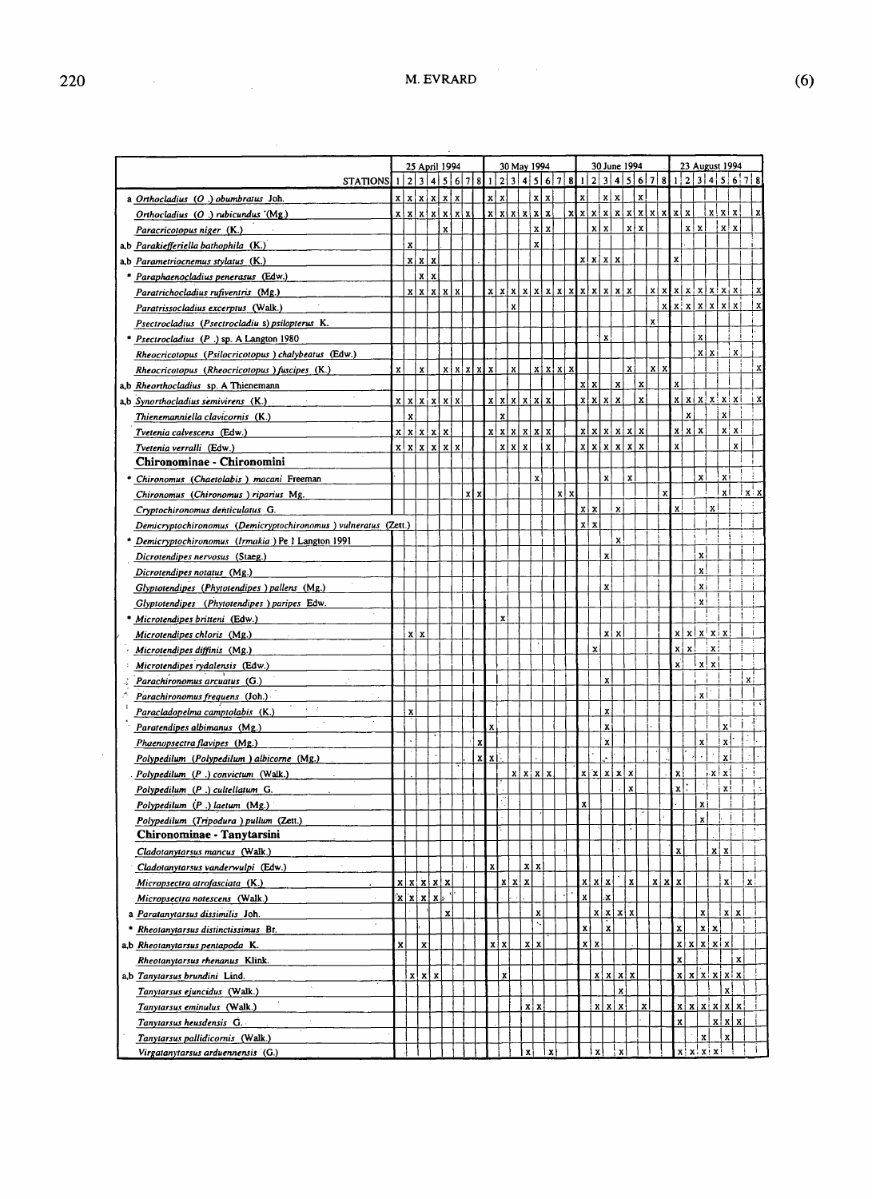| | 25 April 1994 | | | | | | | | 30 May 1994 | | | | | | | | 30 June 1994 | | | | | | | | 23 August 1994 | | | | | | | |
|---|---|---|---|---|---|---|---|---|---|---|---|---|---|---|---|---|---|---|---|---|---|---|---|---|---|---|---|---|---|---|---|---|
| STATIONS | 1 | 2 | 3 | 4 | 5 | 6 | 7 | 8 | 1 | 2 | 3 | 4 | 5 | 6 | 7 | 8 | 1 | 2 | 3 | 4 | 5 | 6 | 7 | 8 | 1 | 2 | 3 | 4 | 5 | 6 | 7 | 8 |
| a *Orthocladius (O.) obumbratus* Joh. | x | x | x | x | x | x | | | x | x | | | x | x | | | x | | x | x | | x | | | | | | | | | | |
| *Orthocladius (O.) rubicundus* (Mg.) | x | x | x | x | x | x | x | | x | x | x | x | x | x | | x | x | x | x | x | x | x | x | x | x | x | | x | x | x | | x |
| *Paracricotopus niger* (K.) | | | | | x | | | | | | | | x | x | | | | x | x | | x | x | | | | x | x | | x | x | | |
| a,b *Parakiefferiella bathophila* (K.) | | x | | | | | | | | | | | x | | | | | | | | | | | | | | | | | | | |
| a,b *Parametriocnemus stylatus* (K.) | | x | x | x | | | | | | | | | | | | | x | x | x | x | | | | | x | | | | | | | |
| * *Paraphaenocladius penerasus* (Edw.) | | | x | x | | | | | | | | | | | | | | | | | | | | | | | | | | | | |
| *Paratrichocladius rufiventris* (Mg.) | | x | x | x | x | x | | | x | x | x | x | x | x | x | x | x | x | x | x | x | | x | x | x | x | x | x | x | x | | x |
| *Paratrissocladius excerptus* (Walk.) | | | | | | | | | | | x | | | | | | | | | | | | | x | x | x | x | x | x | x | | x |
| *Psectrocladius (Psectrocladius) psilopterus* K. | | | | | | | | | | | | | | | | | | | | | | x | | | | | | | | | | |
| * *Psectrocladius (P.)* sp. A Langton 1980 | | | | | | | | | | | | | | | | | | | x | | | | | | | | x | | | | | |
| *Rheocricotopus (Psilocricotopus) chalybeatus* (Edw.) | | | | | | | | | | | | | | | | | | | | | | | | | | | x | x | | x | | |
| *Rheocricotopus (Rheocricotopus) fuscipes* (K.) | x | | x | | x | x | x | x | x | | x | | x | x | x | x | | | | | x | | x | x | | | | | | | | x |
| a,b *Rheorthocladius* sp. A Thienemann | | | | | | | | | | | | | | | | | x | x | | x | | x | | | x | | | | | | | |
| a,b *Synorthocladius semivirens* (K.) | x | x | x | x | x | x | | | x | x | x | x | x | x | | | x | x | x | x | | x | | | x | x | x | x | x | x | | x |
| *Thienemanniella clavicornis* (K.) | | x | | | | | | | | x | | | | | | | | | | | | | | | | x | | | x | | | |
| *Tvetenia calvescens* (Edw.) | x | x | x | x | x | | | | x | x | x | x | x | x | | | x | x | x | x | x | x | | | x | x | x | | x | x | | |
| *Tvetenia verralli* (Edw.) | x | x | x | x | x | x | | | | x | x | x | | x | | | x | x | x | x | x | x | | | x | | | | | x | | |
| **Chironominae - Chironomini** | | | | | | | | | | | | | | | | | | | | | | | | | | | | | | | | |
| * *Chironomus (Chaetolabis) macani* Freeman | | | | | | | | | | | | | x | | | | | | x | | x | | | | | | x | | x | | | |
| *Chironomus (Chironomus) riparius* Mg. | | | | | | | x | x | | | | | | | x | x | | | | | | | | x | | | | | x | | x | x |
| *Cryptochironomus denticulatus* G. | | | | | | | | | | | | | | | | | x | x | | x | | | | | x | | | x | | | | |
| *Demicryptochironomus (Demicryptochironomus) vulneratus* (Zett.) | | | | | | | | | | | | | | | | | x | x | | | | | | | | | | | | | | |
| * *Demicryptochironomus (Irmakia)* Pe 1 Langton 1991 | | | | | | | | | | | | | | | | | | | | x | | | | | | | | | | | | |
| *Dicrotendipes nervosus* (Staeg.) | | | | | | | | | | | | | | | | | | | x | | | | | | | | x | | | | | |
| *Dicrotendipes notatus* (Mg.) | | | | | | | | | | | | | | | | | | | | | | | | | | | x | | | | | |
| *Glyptotendipes (Phytotendipes) pallens* (Mg.) | | | | | | | | | | | | | | | | | | | x | | | | | | | | x | | | | | |
| *Glyptotendipes (Phytotendipes) paripes* Edw. | | | | | | | | | | | | | | | | | | | | | | | | | | | x | | | | | |
| * *Microtendipes britteni* (Edw.) | | | | | | | | | | x | | | | | | | | | | | | | | | | | | | | | | |
| *Microtendipes chloris* (Mg.) | | x | x | | | | | | | | | | | | | | | | x | x | | | | | x | x | x | x | x | | | |
| *Microtendipes diffinis* (Mg.) | | | | | | | | | | | | | | | | | | x | | | | | | | x | x | | x | | | | |
| *Microtendipes rydalensis* (Edw.) | | | | | | | | | | | | | | | | | | | | | | | | | x | | x | x | | | | |
| *Parachironomus arcuatus* (G.) | | | | | | | | | | | | | | | | | | | x | | | | | | | | | | | | x | |
| *Parachironomus frequens* (Joh.) | | | | | | | | | | | | | | | | | | | | | | | | | | | x | | | | | |
| *Paracladopelma camptolabis* (K.) | | x | | | | | | | | | | | | | | | | | x | | | | | | | | | | | | | |
| *Paratendipes albimanus* (Mg.) | | | | | | | | | x | | | | | | | | | | x | | | | | | | | | | x | | | |
| *Phaenopsectra flavipes* (Mg.) | | | | | | | | x | | | | | | | | | | | x | | | | | | | | x | | x | | | |
| *Polypedilum (Polypedilum) albicorne* (Mg.) | | | | | | | | x | x | | | | | | | | | | | | | | | | | | | | x | | | |
| *Polypedilum (P.) convictum* (Walk.) | | | | | | | | | | | x | x | x | x | | | x | x | x | x | x | | | | x | | | x | x | | | |
| *Polypedilum (P.) cultellatum* G. | | | | | | | | | | | | | | | | | | | | | x | | | | x | | | | x | | | |
| *Polypedilum (P.) laetum* (Mg.) | | | | | | | | | | | | | | | | | x | | | | | | | | | | x | | | | | |
| *Polypedilum (Tripodura) pullum* (Zett.) | | | | | | | | | | | | | | | | | | | | | | | | | | | x | | | | | |
| **Chironominae - Tanytarsini** | | | | | | | | | | | | | | | | | | | | | | | | | | | | | | | | |
| *Cladotanytarsus mancus* (Walk.) | | | | | | | | | | | | | | | | | | | | | | | | | x | | | x | x | | | |
| *Cladotanytarsus vanderwulpi* (Edw.) | | | | | | | | | x | | | x | x | | | | | | | | | | | | | | | | | | | |
| *Micropsectra atrofasciata* (K.) | x | x | x | x | x | | | | | x | x | x | | | | | x | x | x | | x | | x | x | x | | | | x | | x | |
| *Micropsectra notescens* (Walk.) | x | x | x | x | | | | | | | | | | | | | x | | x | | | | | | | | | | | | | |
| a *Paratanytarsus dissimilis* Joh. | | | | | x | | | | | | | | x | | | | | x | x | x | x | | | | | | x | | x | x | | |
| * *Rheotanytarsus distinctissimus* Br. | | | | | | | | | | | | | | | | | x | | x | | | | | | x | | x | x | | | | |
| a,b *Rheotanytarsus pentapoda* K. | x | | x | | | | | | x | x | | x | x | | | | x | x | | | | | | | x | x | x | x | x | | | |
| *Rheotanytarsus rhenanus* Klink. | | | | | | | | | | | | | | | | | | | | | | | | | x | | | | | x | | |
| a,b *Tanytarsus brundini* Lind. | | x | x | x | | | | | | x | | | | | | | | x | x | x | x | | | | x | x | x | x | x | x | | |
| *Tanytarsus ejuncidus* (Walk.) | | | | | | | | | | | | | | | | | | | | x | | | | | | | | | x | | | |
| *Tanytarsus eminulus* (Walk.) | | | | | | | | | | | | x | x | | | | | x | x | x | | x | | | x | x | x | x | x | x | | |
| *Tanytarsus heusdensis* G. | | | | | | | | | | | | | | | | | | | | | | | | | x | | | x | x | x | | |
| *Tanytarsus pallidicornis* (Walk.) | | | | | | | | | | | | | | | | | | | | | | | | | | | x | | x | | | |
| *Virgatanytarsus arduennensis* (G.) | | | | | | | | | | | | x | | x | | | | x | | x | | | | | x | x | x | x | | | | |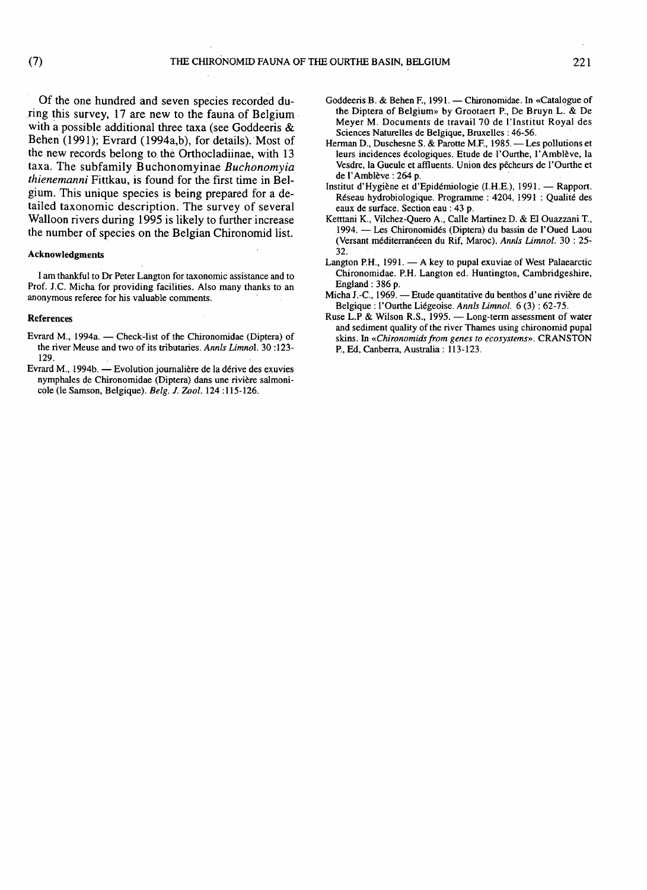Of the one hundred and seven species recorded during this survey, 17 are new to the fauna of Belgium with a possible additional three taxa (see Goddeeris & Behen (1991); Evrard (1994a,b), for details). Most of the new records belong to the Orthocladiinae, with 13 taxa. The subfamily Buchonomyinae *Buchonomyia thienemanni* Fittkau, is found for the first time in Belgium. This unique species is being prepared for a detailed taxonomic description. The survey of several Walloon rivers during 1995 is likely to further increase the number of species on the Belgian Chironomid list.

### Acknowledgments

I am thankful to Dr Peter Langton for taxonomic assistance and to Prof. J.C. Micha for providing facilities. Also many thanks to an anonymous referee for his valuable comments.

### References

Evrard M., 1994a. — Check-list of the Chironomidae (Diptera) of the river Meuse and two of its tributaries. *Annls Limnol.* 30 :123-129.

Evrard M., 1994b. — Evolution journalière de la dérive des exuvies nymphales de Chironomidae (Diptera) dans une rivière salmonicole (le Samson, Belgique). *Belg. J. Zool.* 124 :115-126.

Goddeeris B. & Behen F., 1991. — Chironomidae. In «Catalogue of the Diptera of Belgium» by Grootaert P., De Bruyn L. & De Meyer M. Documents de travail 70 de l'Institut Royal des Sciences Naturelles de Belgique, Bruxelles : 46-56.

Herman D., Duschesne S. & Parotte M.F., 1985. — Les pollutions et leurs incidences écologiques. Etude de l'Ourthe, l'Amblève, la Vesdre, la Gueule et affluents. Union des pêcheurs de l'Ourthe et de l'Amblève : 264 p.

Institut d'Hygiène et d'Epidémiologie (I.H.E.), 1991. — Rapport. Réseau hydrobiologique. Programme : 4204, 1991 : Qualité des eaux de surface. Section eau : 43 p.

Ketttani K., Vilchez-Quero A., Calle Martinez D. & El Ouazzani T., 1994. — Les Chironomidés (Diptera) du bassin de l'Oued Laou (Versant méditerranéeen du Rif, Maroc). *Annls Limnol.* 30 : 25-32.

Langton P.H., 1991. — A key to pupal exuviae of West Palaearctic Chironomidae. P.H. Langton ed. Huntington, Cambridgeshire, England : 386 p.

Micha J.-C., 1969. — Etude quantitative du benthos d'une rivière de Belgique : l'Ourthe Liégeoise. *Annls Limnol.* 6 (3) : 62-75.

Ruse L.P & Wilson R.S., 1995. — Long-term assessment of water and sediment quality of the river Thames using chironomid pupal skins. In «*Chironomids from genes to ecosystems*». CRANSTON P., Ed, Canberra, Australia : 113-123.